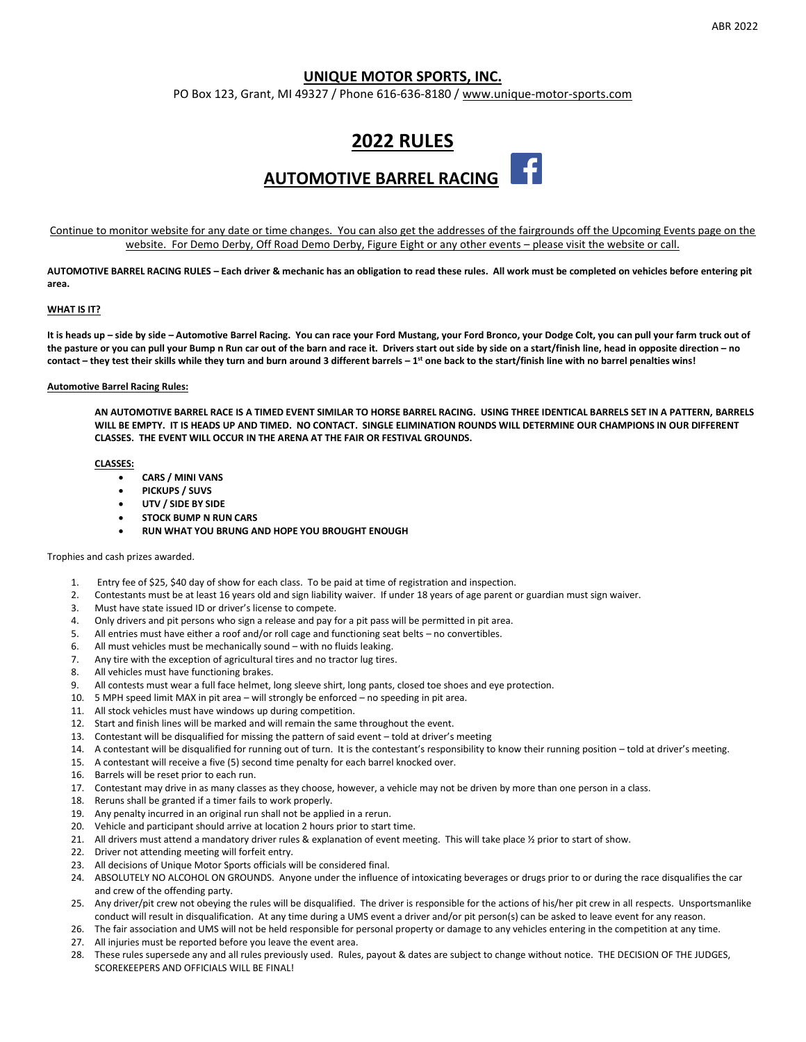# UNIQUE MOTOR SPORTS, INC.

PO Box 123, Grant, MI 49327 / Phone 616-636-8180 / www.unique-motor-sports.com

# 2022 RULES

## AUTOMOTIVE BARREL RACING

Continue to monitor website for any date or time changes. You can also get the addresses of the fairgrounds off the Upcoming Events page on the website. For Demo Derby, Off Road Demo Derby, Figure Eight or any other events – please visit the website or call.

**AUTOMOTIVE BARREL RACING RULES – Each driver & mechanic has an obligation to read these rules. All work must be completed on vehicles before entering pit area.**

**WHAT IS IT?**

**It is heads up – side by side – Automotive Barrel Racing. You can race your Ford Mustang, your Ford Bronco, your Dodge Colt, you can pull your farm truck out of the pasture or you can pull your Bump n Run car out of the barn and race it. Drivers start out side by side on a start/finish line, head in opposite direction – no contact – they test their skills while they turn and burn around 3 different barrels – 1st one back to the start/finish line with no barrel penalties wins!**

**Automotive Barrel Racing Rules:**

**AN AUTOMOTIVE BARREL RACE IS A TIMED EVENT SIMILAR TO HORSE BARREL RACING. USING THREE IDENTICAL BARRELS SET IN A PATTERN, BARRELS WILL BE EMPTY. IT IS HEADS UP AND TIMED. NO CONTACT. SINGLE ELIMINATION ROUNDS WILL DETERMINE OUR CHAMPIONS IN OUR DIFFERENT CLASSES. THE EVENT WILL OCCUR IN THE ARENA AT THE FAIR OR FESTIVAL GROUNDS.**

**CLASSES:**

- **CARS / MINI VANS**
- **PICKUPS / SUVS**
- **UTV / SIDE BY SIDE**
- **STOCK BUMP N RUN CARS**
- **RUN WHAT YOU BRUNG AND HOPE YOU BROUGHT ENOUGH**

Trophies and cash prizes awarded.

1. Entry fee of $25, $40 day of show for each class. To be paid at time of registration and inspection.
2. Contestants must be at least 16 years old and sign liability waiver. If under 18 years of age parent or guardian must sign waiver.
3. Must have state issued ID or driver's license to compete.
4. Only drivers and pit persons who sign a release and pay for a pit pass will be permitted in pit area.
5. All entries must have either a roof and/or roll cage and functioning seat belts – no convertibles.
6. All must vehicles must be mechanically sound – with no fluids leaking.
7. Any tire with the exception of agricultural tires and no tractor lug tires.
8. All vehicles must have functioning brakes.
9. All contests must wear a full face helmet, long sleeve shirt, long pants, closed toe shoes and eye protection.
10. 5 MPH speed limit MAX in pit area – will strongly be enforced – no speeding in pit area.
11. All stock vehicles must have windows up during competition.
12. Start and finish lines will be marked and will remain the same throughout the event.
13. Contestant will be disqualified for missing the pattern of said event – told at driver's meeting
14. A contestant will be disqualified for running out of turn. It is the contestant's responsibility to know their running position – told at driver's meeting.
15. A contestant will receive a five (5) second time penalty for each barrel knocked over.
16. Barrels will be reset prior to each run.
17. Contestant may drive in as many classes as they choose, however, a vehicle may not be driven by more than one person in a class.
18. Reruns shall be granted if a timer fails to work properly.
19. Any penalty incurred in an original run shall not be applied in a rerun.
20. Vehicle and participant should arrive at location 2 hours prior to start time.
21. All drivers must attend a mandatory driver rules & explanation of event meeting. This will take place ½ prior to start of show.
22. Driver not attending meeting will forfeit entry.
23. All decisions of Unique Motor Sports officials will be considered final.
24. ABSOLUTELY NO ALCOHOL ON GROUNDS. Anyone under the influence of intoxicating beverages or drugs prior to or during the race disqualifies the car and crew of the offending party.
25. Any driver/pit crew not obeying the rules will be disqualified. The driver is responsible for the actions of his/her pit crew in all respects. Unsportsmanlike conduct will result in disqualification. At any time during a UMS event a driver and/or pit person(s) can be asked to leave event for any reason.
26. The fair association and UMS will not be held responsible for personal property or damage to any vehicles entering in the competition at any time.
27. All injuries must be reported before you leave the event area.
28. These rules supersede any and all rules previously used. Rules, payout & dates are subject to change without notice. THE DECISION OF THE JUDGES, SCOREKEEPERS AND OFFICIALS WILL BE FINAL!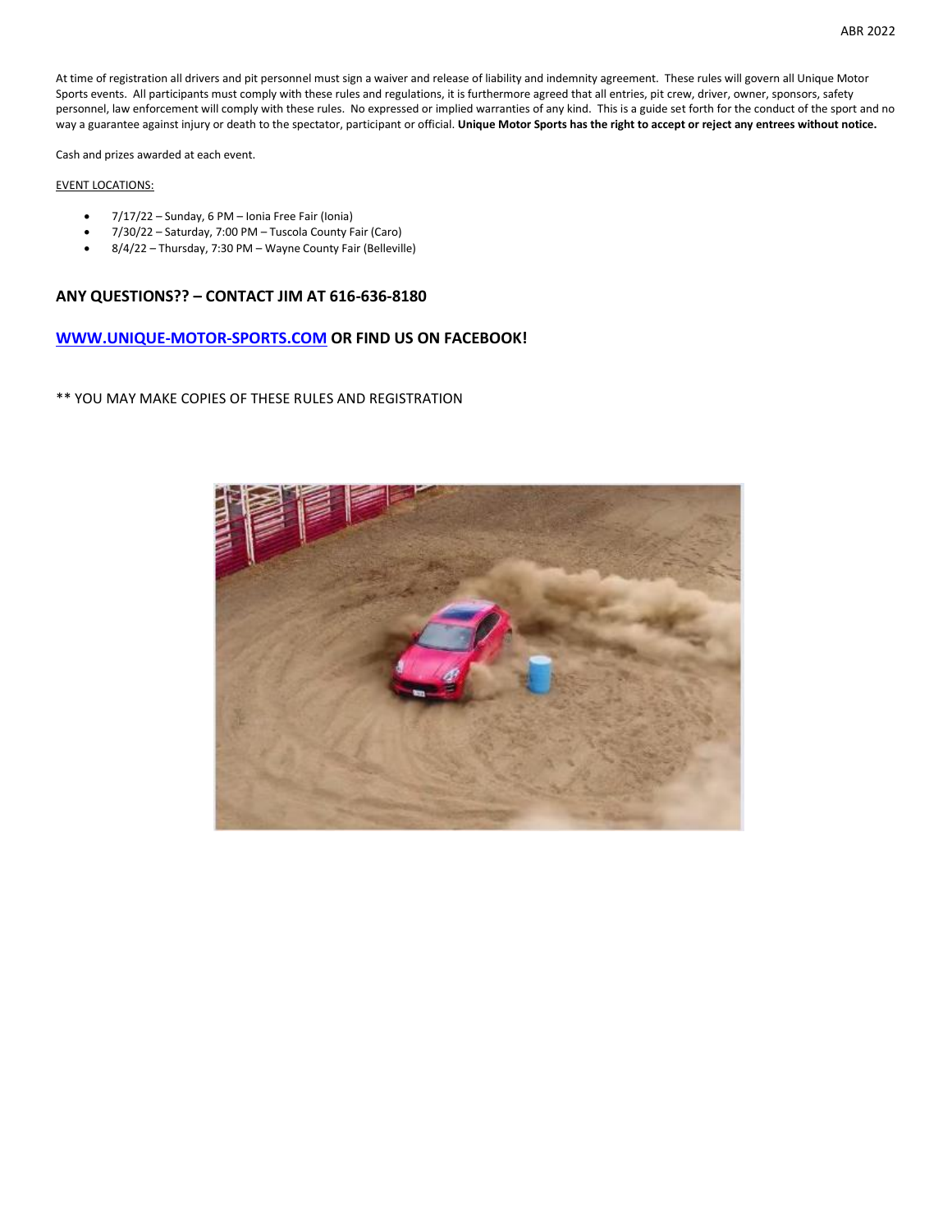At time of registration all drivers and pit personnel must sign a waiver and release of liability and indemnity agreement. These rules will govern all Unique Motor Sports events. All participants must comply with these rules and regulations, it is furthermore agreed that all entries, pit crew, driver, owner, sponsors, safety personnel, law enforcement will comply with these rules. No expressed or implied warranties of any kind. This is a guide set forth for the conduct of the sport and no way a guarantee against injury or death to the spectator, participant or official. **Unique Motor Sports has the right to accept or reject any entrees without notice.**

Cash and prizes awarded at each event.

EVENT LOCATIONS:

- 7/17/22 – Sunday, 6 PM – Ionia Free Fair (Ionia)
- 7/30/22 – Saturday, 7:00 PM – Tuscola County Fair (Caro)
- 8/4/22 – Thursday, 7:30 PM – Wayne County Fair (Belleville)

## ANY QUESTIONS?? – CONTACT JIM AT 616-636-8180

## WWW.UNIQUE-MOTOR-SPORTS.COM OR FIND US ON FACEBOOK!

** YOU MAY MAKE COPIES OF THESE RULES AND REGISTRATION